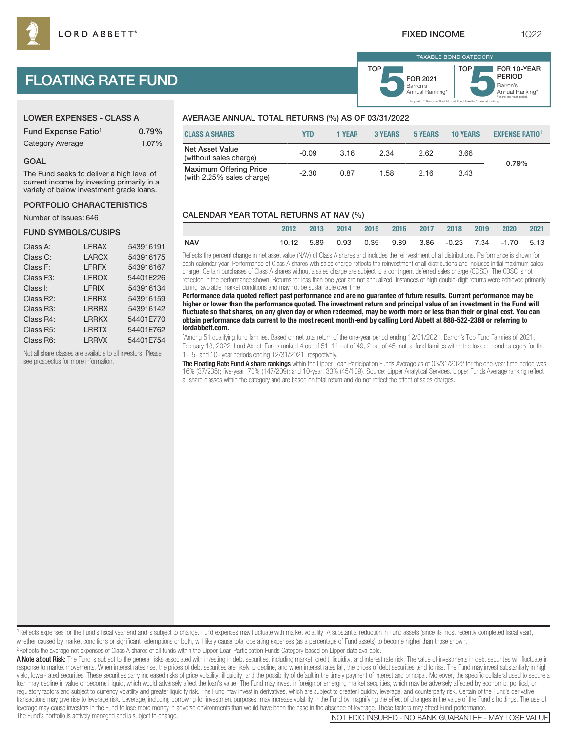LORD ABBETT®

FIXED INCOME 1Q22

# FLOATING RATE FUND

TAXABLE BOND CATEGORY

TOP 5 FOR 2021 Barron's Annual Ranking*

TOP 5 FOR 10-YEAR PERIOD Barron's Annual Ranking* For the one-year period.

As part of "Barron's Best Mutual Fund Families" annual ranking.

## LOWER EXPENSES - CLASS A

| | |
|---|---|
| Fund Expense Ratio[1] | 0.79% |
| Category Average[2] | 1.07% |

## GOAL

The Fund seeks to deliver a high level of current income by investing primarily in a variety of below investment grade loans.

## PORTFOLIO CHARACTERISTICS

Number of Issues: 646

## FUND SYMBOLS/CUSIPS

| | | |
|---|---|---|
| Class A: | LFRAX | 543916191 |
| Class C: | LARCX | 543916175 |
| Class F: | LFRFX | 543916167 |
| Class F3: | LFROX | 54401E226 |
| Class I: | LFRIX | 543916134 |
| Class R2: | LFRRX | 543916159 |
| Class R3: | LRRRX | 543916142 |
| Class R4: | LRRKX | 54401E770 |
| Class R5: | LRRTX | 54401E762 |
| Class R6: | LRRVX | 54401E754 |

Not all share classes are available to all investors. Please see prospectus for more information.

## AVERAGE ANNUAL TOTAL RETURNS (%) AS OF 03/31/2022

| CLASS A SHARES | YTD | 1 YEAR | 3 YEARS | 5 YEARS | 10 YEARS | EXPENSE RATIO[1] |
|---|---|---|---|---|---|---|
| Net Asset Value (without sales charge) | -0.09 | 3.16 | 2.34 | 2.62 | 3.66 | 0.79% |
| Maximum Offering Price (with 2.25% sales charge) | -2.30 | 0.87 | 1.58 | 2.16 | 3.43 | |

## CALENDAR YEAR TOTAL RETURNS AT NAV (%)

| | 2012 | 2013 | 2014 | 2015 | 2016 | 2017 | 2018 | 2019 | 2020 | 2021 |
|---|---|---|---|---|---|---|---|---|---|---|
| NAV | 10.12 | 5.89 | 0.93 | 0.35 | 9.89 | 3.86 | -0.23 | 7.34 | -1.70 | 5.13 |

Reflects the percent change in net asset value (NAV) of Class A shares and includes the reinvestment of all distributions. Performance is shown for each calendar year. Performance of Class A shares with sales charge reflects the reinvestment of all distributions and includes initial maximum sales charge. Certain purchases of Class A shares without a sales charge are subject to a contingent deferred sales charge (CDSC). The CDSC is not reflected in the performance shown. Returns for less than one year are not annualized. Instances of high double-digit returns were achieved primarily during favorable market conditions and may not be sustainable over time.

**Performance data quoted reflect past performance and are no guarantee of future results. Current performance may be higher or lower than the performance quoted. The investment return and principal value of an investment in the Fund will fluctuate so that shares, on any given day or when redeemed, may be worth more or less than their original cost. You can obtain performance data current to the most recent month-end by calling Lord Abbett at 888-522-2388 or referring to lordabbett.com.**

*Among 51 qualifying fund families. Based on net total return of the one-year period ending 12/31/2021. Barron's Top Fund Families of 2021, February 18, 2022, Lord Abbett Funds ranked 4 out of 51, 11 out of 49, 2 out of 45 mutual fund families within the taxable bond category for the 1-, 5- and 10- year periods ending 12/31/2021, respectively.

**The Floating Rate Fund A share rankings** within the Lipper Loan Participation Funds Average as of 03/31/2022 for the one-year time period was 16% (37/235); five-year, 70% (147/209); and 10-year, 33% (45/139). Source: Lipper Analytical Services. Lipper Funds Average ranking reflect all share classes within the category and are based on total return and do not reflect the effect of sales charges.

[1]Reflects expenses for the Fund's fiscal year end and is subject to change. Fund expenses may fluctuate with market volatility. A substantial reduction in Fund assets (since its most recently completed fiscal year), whether caused by market conditions or significant redemptions or both, will likely cause total operating expenses (as a percentage of Fund assets) to become higher than those shown.

[2]Reflects the average net expenses of Class A shares of all funds within the Lipper Loan Participation Funds Category based on Lipper data available.

**A Note about Risk:** The Fund is subject to the general risks associated with investing in debt securities, including market, credit, liquidity, and interest rate risk. The value of investments in debt securities will fluctuate in response to market movements. When interest rates rise, the prices of debt securities are likely to decline, and when interest rates fall, the prices of debt securities tend to rise. The Fund may invest substantially in high yield, lower-rated securities. These securities carry increased risks of price volatility, illiquidity, and the possibility of default in the timely payment of interest and principal. Moreover, the specific collateral used to secure a loan may decline in value or become illiquid, which would adversely affect the loan's value. The Fund may invest in foreign or emerging market securities, which may be adversely affected by economic, political, or regulatory factors and subject to currency volatility and greater liquidity risk. The Fund may invest in derivatives, which are subject to greater liquidity, leverage, and counterparty risk. Certain of the Fund's derivative transactions may give rise to leverage risk. Leverage, including borrowing for investment purposes, may increase volatility in the Fund by magnifying the effect of changes in the value of the Fund's holdings. The use of leverage may cause investors in the Fund to lose more money in adverse environments than would have been the case in the absence of leverage. These factors may affect Fund performance.

The Fund's portfolio is actively managed and is subject to change.

NOT FDIC INSURED - NO BANK GUARANTEE - MAY LOSE VALUE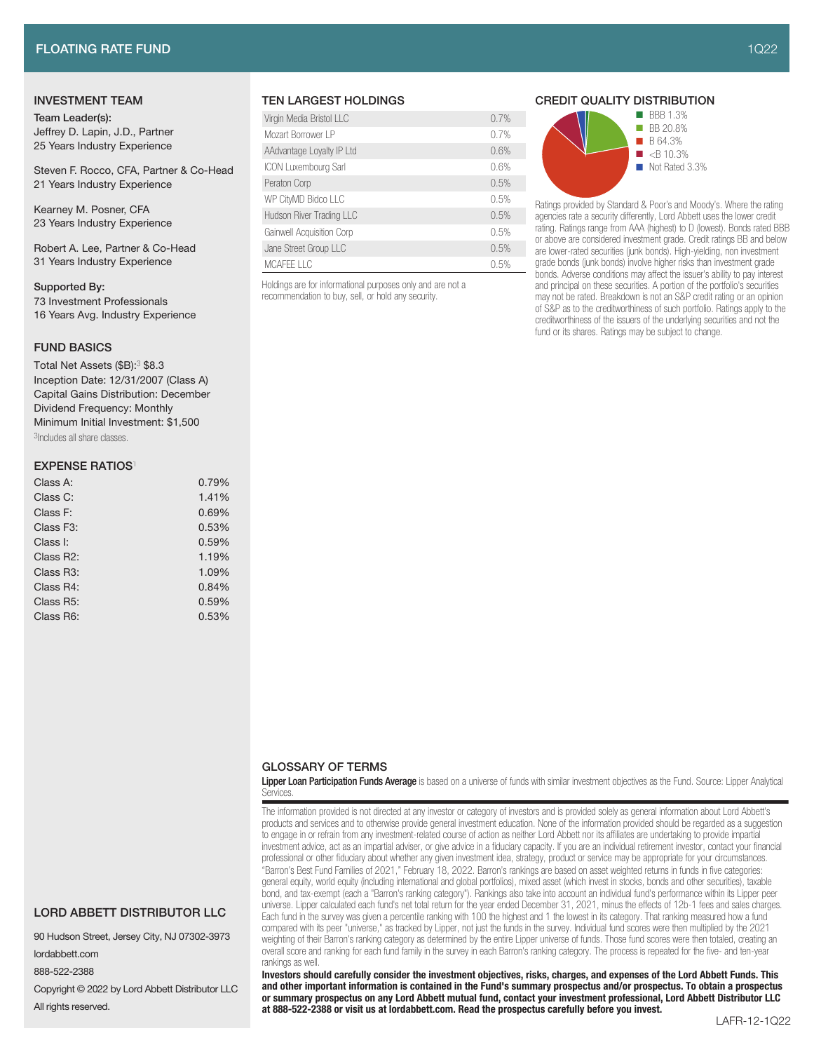## INVESTMENT TEAM

**Team Leader(s):**

Jeffrey D. Lapin, J.D., Partner
25 Years Industry Experience

Steven F. Rocco, CFA, Partner & Co-Head
21 Years Industry Experience

Kearney M. Posner, CFA
23 Years Industry Experience

Robert A. Lee, Partner & Co-Head
31 Years Industry Experience

**Supported By:**

73 Investment Professionals
16 Years Avg. Industry Experience

## FUND BASICS

Total Net Assets ($B):[3] $8.3
Inception Date: 12/31/2007 (Class A)
Capital Gains Distribution: December
Dividend Frequency: Monthly
Minimum Initial Investment: $1,500

[3]Includes all share classes.

## EXPENSE RATIOS[1]

| | |
|---|---|
| Class A: | 0.79% |
| Class C: | 1.41% |
| Class F: | 0.69% |
| Class F3: | 0.53% |
| Class I: | 0.59% |
| Class R2: | 1.19% |
| Class R3: | 1.09% |
| Class R4: | 0.84% |
| Class R5: | 0.59% |
| Class R6: | 0.53% |

## TEN LARGEST HOLDINGS

| | |
|---|---|
| Virgin Media Bristol LLC | 0.7% |
| Mozart Borrower LP | 0.7% |
| AAdvantage Loyalty IP Ltd | 0.6% |
| ICON Luxembourg Sarl | 0.6% |
| Peraton Corp | 0.5% |
| WP CityMD Bidco LLC | 0.5% |
| Hudson River Trading LLC | 0.5% |
| Gainwell Acquisition Corp | 0.5% |
| Jane Street Group LLC | 0.5% |
| MCAFEE LLC | 0.5% |

Holdings are for informational purposes only and are not a recommendation to buy, sell, or hold any security.

## CREDIT QUALITY DISTRIBUTION

BBB 1.3%
BB 20.8%
B 64.3%
<B 10.3%
Not Rated 3.3%

Ratings provided by Standard & Poor's and Moody's. Where the rating agencies rate a security differently, Lord Abbett uses the lower credit rating. Ratings range from AAA (highest) to D (lowest). Bonds rated BBB or above are considered investment grade. Credit ratings BB and below are lower-rated securities (junk bonds). High-yielding, non investment grade bonds (junk bonds) involve higher risks than investment grade bonds. Adverse conditions may affect the issuer's ability to pay interest and principal on these securities. A portion of the portfolio's securities may not be rated. Breakdown is not an S&P credit rating or an opinion of S&P as to the creditworthiness of such portfolio. Ratings apply to the creditworthiness of the issuers of the underlying securities and not the fund or its shares. Ratings may be subject to change.

## GLOSSARY OF TERMS

**Lipper Loan Participation Funds Average** is based on a universe of funds with similar investment objectives as the Fund. Source: Lipper Analytical Services.

The information provided is not directed at any investor or category of investors and is provided solely as general information about Lord Abbett's products and services and to otherwise provide general investment education. None of the information provided should be regarded as a suggestion to engage in or refrain from any investment-related course of action as neither Lord Abbett nor its affiliates are undertaking to provide impartial investment advice, act as an impartial adviser, or give advice in a fiduciary capacity. If you are an individual retirement investor, contact your financial professional or other fiduciary about whether any given investment idea, strategy, product or service may be appropriate for your circumstances.
"Barron's Best Fund Families of 2021," February 18, 2022. Barron's rankings are based on asset weighted returns in funds in five categories: general equity, world equity (including international and global portfolios), mixed asset (which invest in stocks, bonds and other securities), taxable bond, and tax-exempt (each a "Barron's ranking category"). Rankings also take into account an individual fund's performance within its Lipper peer universe. Lipper calculated each fund's net total return for the year ended December 31, 2021, minus the effects of 12b-1 fees and sales charges. Each fund in the survey was given a percentile ranking with 100 the highest and 1 the lowest in its category. That ranking measured how a fund compared with its peer "universe," as tracked by Lipper, not just the funds in the survey. Individual fund scores were then multiplied by the 2021 weighting of their Barron's ranking category as determined by the entire Lipper universe of funds. Those fund scores were then totaled, creating an overall score and ranking for each fund family in the survey in each Barron's ranking category. The process is repeated for the five- and ten-year rankings as well.

**Investors should carefully consider the investment objectives, risks, charges, and expenses of the Lord Abbett Funds. This and other important information is contained in the Fund's summary prospectus and/or prospectus. To obtain a prospectus or summary prospectus on any Lord Abbett mutual fund, contact your investment professional, Lord Abbett Distributor LLC at 888-522-2388 or visit us at lordabbett.com. Read the prospectus carefully before you invest.**

## LORD ABBETT DISTRIBUTOR LLC

90 Hudson Street, Jersey City, NJ 07302-3973

lordabbett.com

888-522-2388

Copyright © 2022 by Lord Abbett Distributor LLC

All rights reserved.

LAFR-12-1Q22